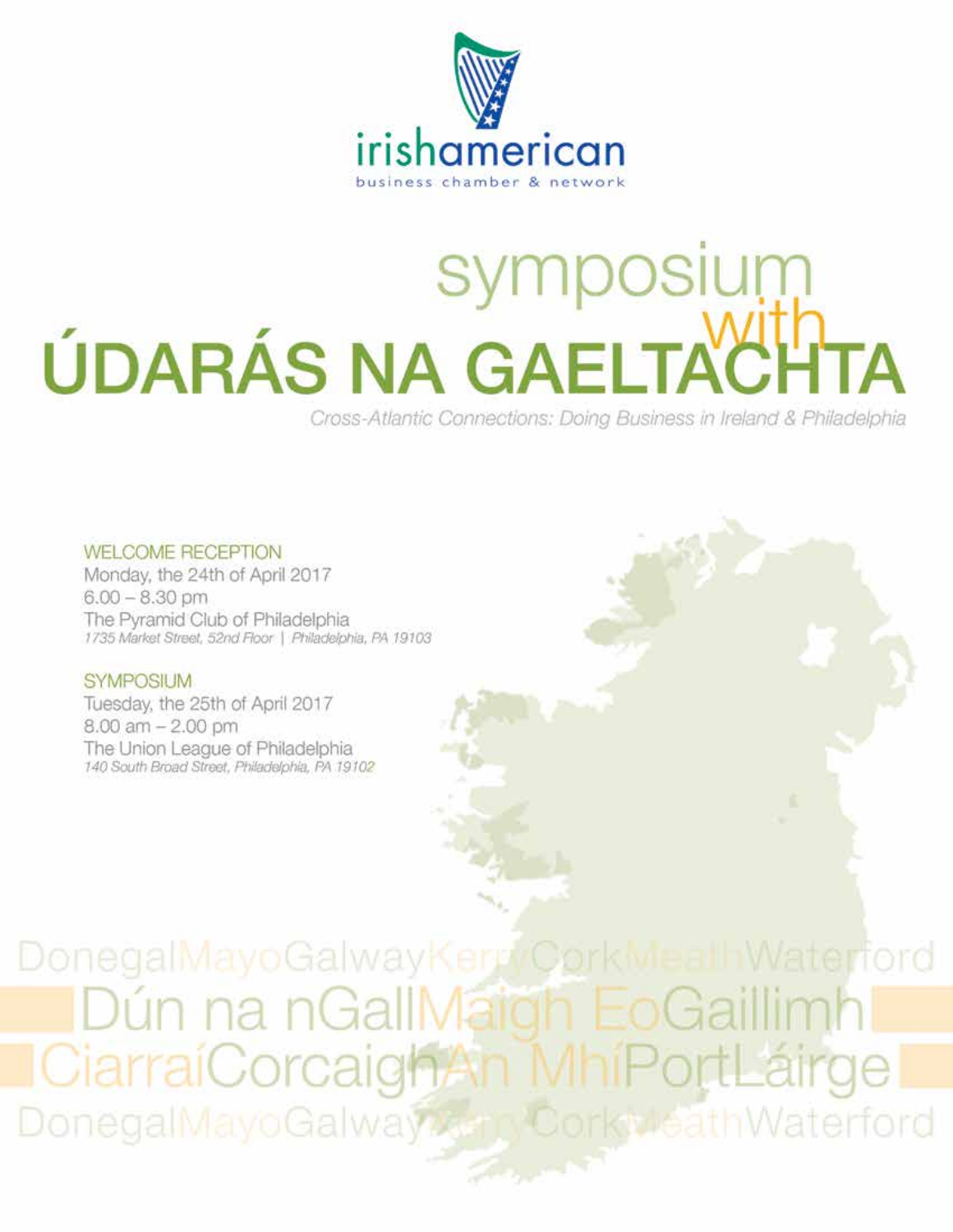irishamerican

business chamber & network

# symposium with ÚDARÁS NA GAELTACHTA

*Cross-Atlantic Connections: Doing Business in Ireland & Philadelphia*

## WELCOME RECEPTION

Monday, the 24th of April 2017
6.00 – 8.30 pm
The Pyramid Club of Philadelphia
*1735 Market Street, 52nd Floor | Philadelphia, PA 19103*

## SYMPOSIUM

Tuesday, the 25th of April 2017
8.00 am – 2.00 pm
The Union League of Philadelphia
*140 South Broad Street, Philadelphia, PA 19102*

DonegalMayoGalwayKerryCorkMeathWaterford
Dún na nGallMaigh EoGaillimh
CiarraíCorcaighAn MhíPortLáirge
DonegalMayoGalwayKerryCorkMeathWaterford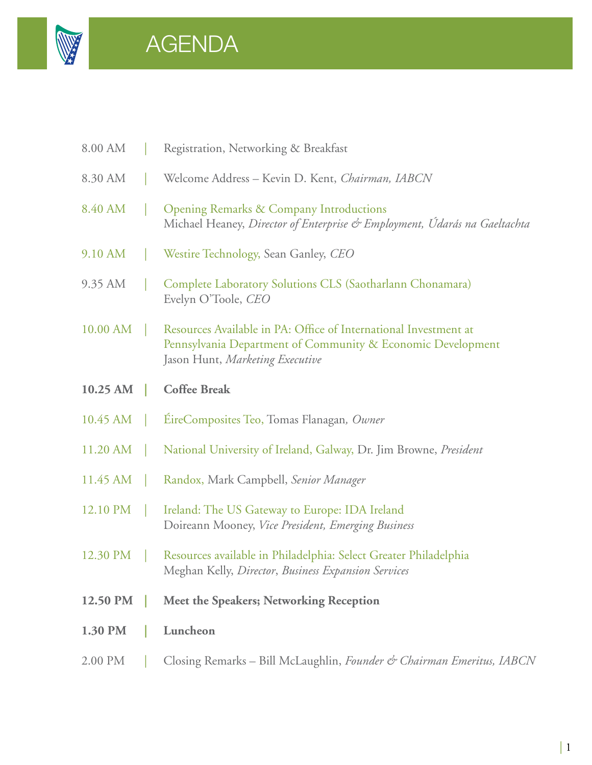# AGENDA

8.00 AM | Registration, Networking & Breakfast

8.30 AM | Welcome Address – Kevin D. Kent, *Chairman, IABCN*

8.40 AM | Opening Remarks & Company Introductions
Michael Heaney, *Director of Enterprise & Employment, Údarás na Gaeltachta*

9.10 AM | Westire Technology, Sean Ganley, *CEO*

9.35 AM | Complete Laboratory Solutions CLS (Saotharlann Chonamara)
Evelyn O'Toole, *CEO*

10.00 AM | Resources Available in PA: Office of International Investment at Pennsylvania Department of Community & Economic Development
Jason Hunt, *Marketing Executive*

**10.25 AM | Coffee Break**

10.45 AM | ÉireComposites Teo, Tomas Flanagan, *Owner*

11.20 AM | National University of Ireland, Galway, Dr. Jim Browne, *President*

11.45 AM | Randox, Mark Campbell, *Senior Manager*

12.10 PM | Ireland: The US Gateway to Europe: IDA Ireland
Doireann Mooney, *Vice President, Emerging Business*

12.30 PM | Resources available in Philadelphia: Select Greater Philadelphia
Meghan Kelly, *Director*, *Business Expansion Services*

**12.50 PM | Meet the Speakers; Networking Reception**

**1.30 PM | Luncheon**

2.00 PM | Closing Remarks – Bill McLaughlin, *Founder & Chairman Emeritus, IABCN*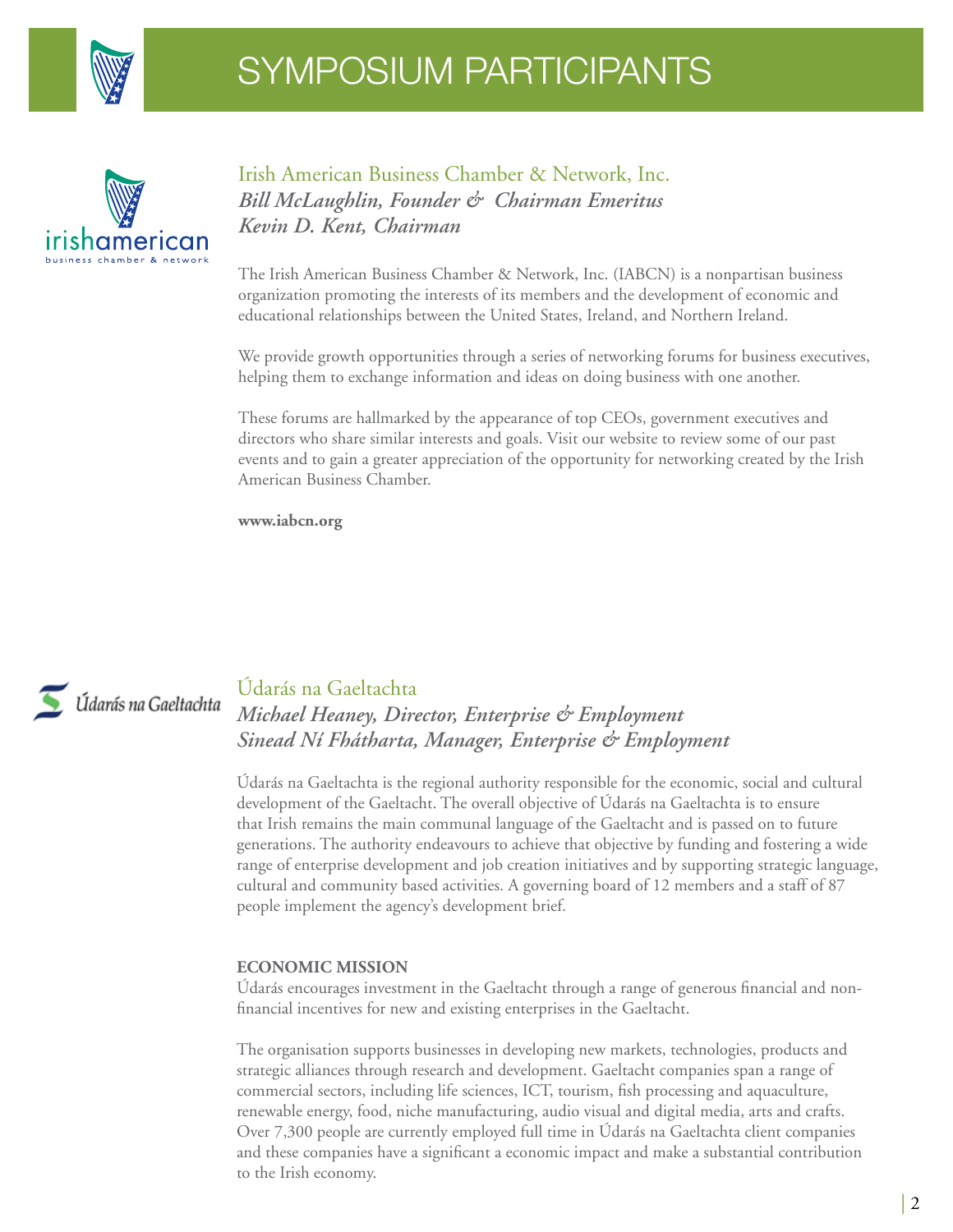# SYMPOSIUM PARTICIPANTS

## Irish American Business Chamber & Network, Inc.

***Bill McLaughlin, Founder & Chairman Emeritus***
***Kevin D. Kent, Chairman***

The Irish American Business Chamber & Network, Inc. (IABCN) is a nonpartisan business organization promoting the interests of its members and the development of economic and educational relationships between the United States, Ireland, and Northern Ireland.

We provide growth opportunities through a series of networking forums for business executives, helping them to exchange information and ideas on doing business with one another.

These forums are hallmarked by the appearance of top CEOs, government executives and directors who share similar interests and goals. Visit our website to review some of our past events and to gain a greater appreciation of the opportunity for networking created by the Irish American Business Chamber.

**www.iabcn.org**

## Údarás na Gaeltachta

***Michael Heaney, Director, Enterprise & Employment***
***Sinead Ní Fhátharta, Manager, Enterprise & Employment***

Údarás na Gaeltachta is the regional authority responsible for the economic, social and cultural development of the Gaeltacht. The overall objective of Údarás na Gaeltachta is to ensure that Irish remains the main communal language of the Gaeltacht and is passed on to future generations. The authority endeavours to achieve that objective by funding and fostering a wide range of enterprise development and job creation initiatives and by supporting strategic language, cultural and community based activities. A governing board of 12 members and a staff of 87 people implement the agency's development brief.

**ECONOMIC MISSION**

Údarás encourages investment in the Gaeltacht through a range of generous financial and non-financial incentives for new and existing enterprises in the Gaeltacht.

The organisation supports businesses in developing new markets, technologies, products and strategic alliances through research and development. Gaeltacht companies span a range of commercial sectors, including life sciences, ICT, tourism, fish processing and aquaculture, renewable energy, food, niche manufacturing, audio visual and digital media, arts and crafts. Over 7,300 people are currently employed full time in Údarás na Gaeltachta client companies and these companies have a significant a economic impact and make a substantial contribution to the Irish economy.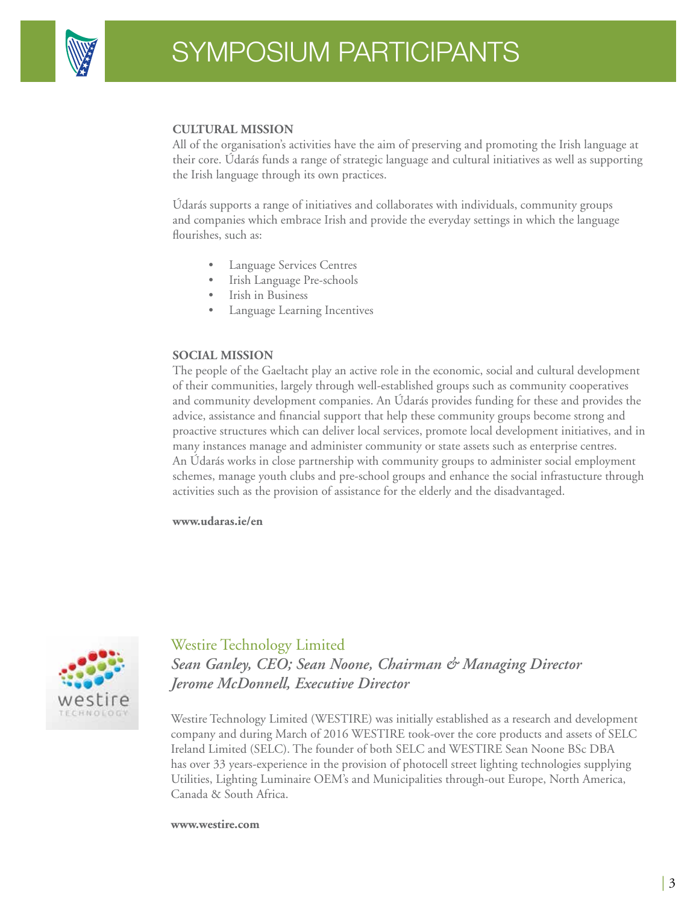# SYMPOSIUM PARTICIPANTS

**CULTURAL MISSION**

All of the organisation's activities have the aim of preserving and promoting the Irish language at their core. Údarás funds a range of strategic language and cultural initiatives as well as supporting the Irish language through its own practices.

Údarás supports a range of initiatives and collaborates with individuals, community groups and companies which embrace Irish and provide the everyday settings in which the language flourishes, such as:

- Language Services Centres
- Irish Language Pre-schools
- Irish in Business
- Language Learning Incentives

**SOCIAL MISSION**

The people of the Gaeltacht play an active role in the economic, social and cultural development of their communities, largely through well-established groups such as community cooperatives and community development companies. An Údarás provides funding for these and provides the advice, assistance and financial support that help these community groups become strong and proactive structures which can deliver local services, promote local development initiatives, and in many instances manage and administer community or state assets such as enterprise centres. An Údarás works in close partnership with community groups to administer social employment schemes, manage youth clubs and pre-school groups and enhance the social infrastucture through activities such as the provision of assistance for the elderly and the disadvantaged.

**www.udaras.ie/en**

## Westire Technology Limited

***Sean Ganley, CEO; Sean Noone, Chairman & Managing Director***
***Jerome McDonnell, Executive Director***

Westire Technology Limited (WESTIRE) was initially established as a research and development company and during March of 2016 WESTIRE took-over the core products and assets of SELC Ireland Limited (SELC). The founder of both SELC and WESTIRE Sean Noone BSc DBA has over 33 years-experience in the provision of photocell street lighting technologies supplying Utilities, Lighting Luminaire OEM's and Municipalities through-out Europe, North America, Canada & South Africa.

**www.westire.com**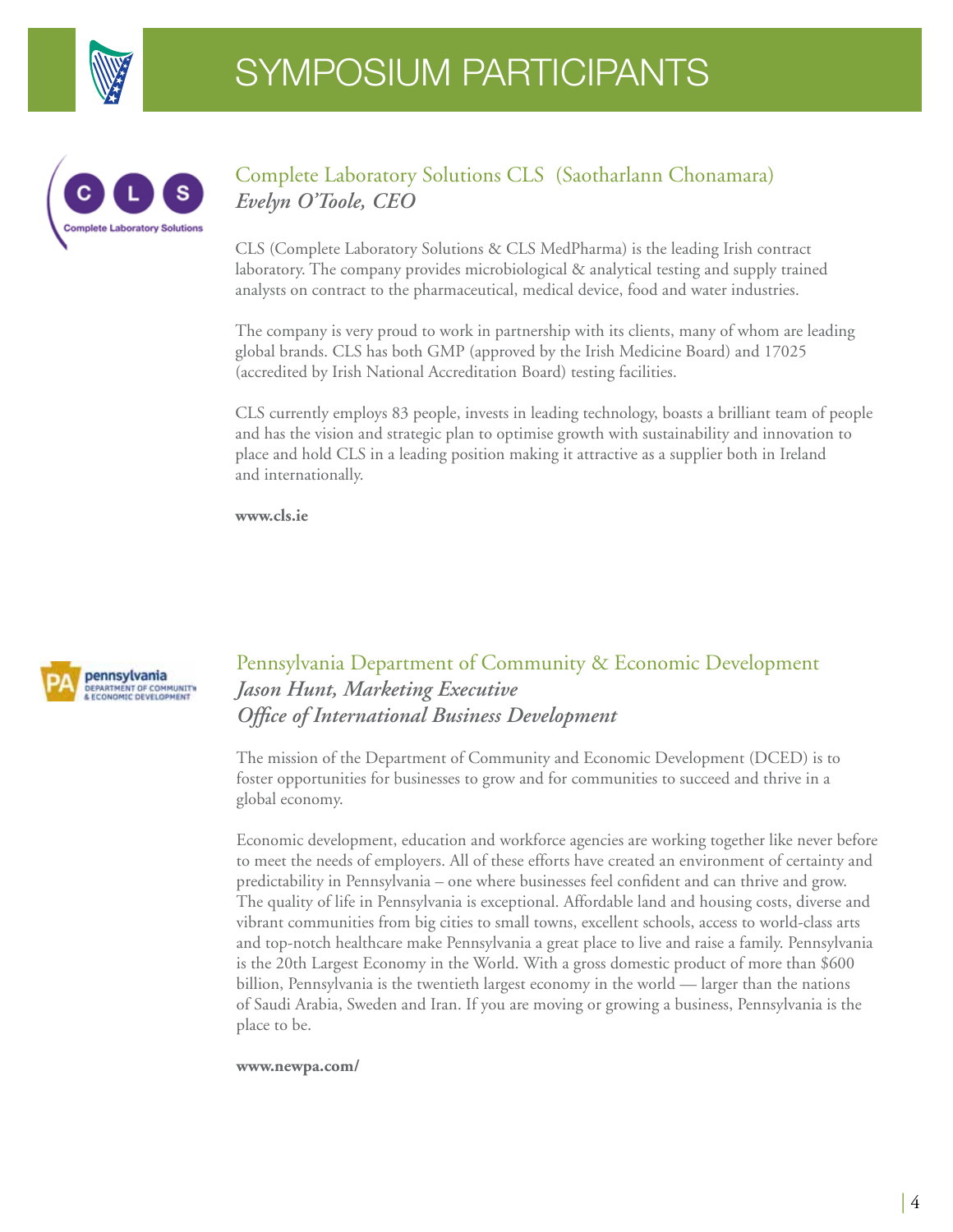# SYMPOSIUM PARTICIPANTS

## Complete Laboratory Solutions CLS (Saotharlann Chonamara)

***Evelyn O'Toole, CEO***

CLS (Complete Laboratory Solutions & CLS MedPharma) is the leading Irish contract laboratory. The company provides microbiological & analytical testing and supply trained analysts on contract to the pharmaceutical, medical device, food and water industries.

The company is very proud to work in partnership with its clients, many of whom are leading global brands. CLS has both GMP (approved by the Irish Medicine Board) and 17025 (accredited by Irish National Accreditation Board) testing facilities.

CLS currently employs 83 people, invests in leading technology, boasts a brilliant team of people and has the vision and strategic plan to optimise growth with sustainability and innovation to place and hold CLS in a leading position making it attractive as a supplier both in Ireland and internationally.

**www.cls.ie**

## Pennsylvania Department of Community & Economic Development

***Jason Hunt, Marketing Executive***
***Office of International Business Development***

The mission of the Department of Community and Economic Development (DCED) is to foster opportunities for businesses to grow and for communities to succeed and thrive in a global economy.

Economic development, education and workforce agencies are working together like never before to meet the needs of employers. All of these efforts have created an environment of certainty and predictability in Pennsylvania – one where businesses feel confident and can thrive and grow. The quality of life in Pennsylvania is exceptional. Affordable land and housing costs, diverse and vibrant communities from big cities to small towns, excellent schools, access to world-class arts and top-notch healthcare make Pennsylvania a great place to live and raise a family. Pennsylvania is the 20th Largest Economy in the World. With a gross domestic product of more than $600 billion, Pennsylvania is the twentieth largest economy in the world — larger than the nations of Saudi Arabia, Sweden and Iran. If you are moving or growing a business, Pennsylvania is the place to be.

**www.newpa.com/**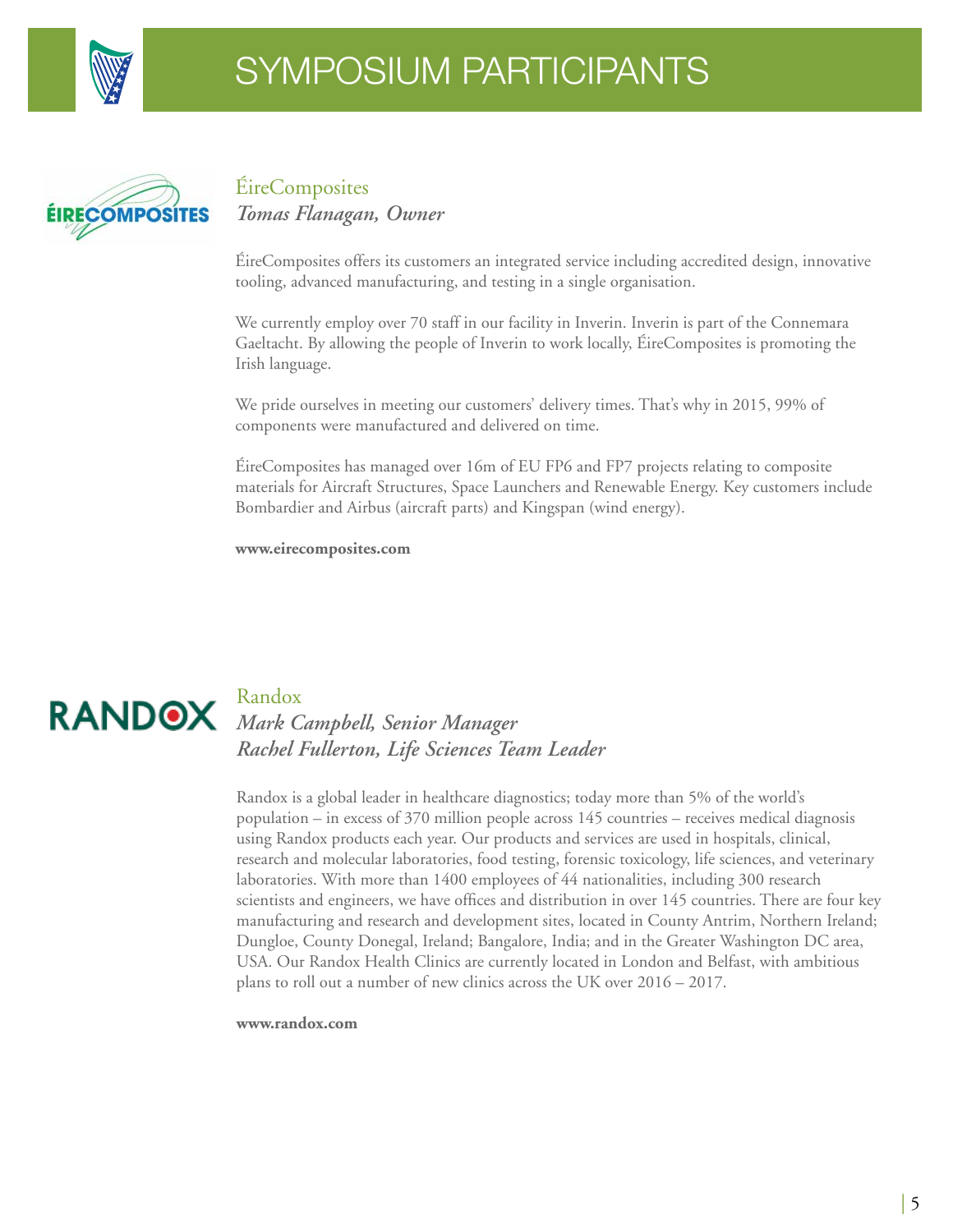# SYMPOSIUM PARTICIPANTS

## ÉireComposites

***Tomas Flanagan, Owner***

ÉireComposites offers its customers an integrated service including accredited design, innovative tooling, advanced manufacturing, and testing in a single organisation.

We currently employ over 70 staff in our facility in Inverin. Inverin is part of the Connemara Gaeltacht. By allowing the people of Inverin to work locally, ÉireComposites is promoting the Irish language.

We pride ourselves in meeting our customers' delivery times. That's why in 2015, 99% of components were manufactured and delivered on time.

ÉireComposites has managed over 16m of EU FP6 and FP7 projects relating to composite materials for Aircraft Structures, Space Launchers and Renewable Energy. Key customers include Bombardier and Airbus (aircraft parts) and Kingspan (wind energy).

**www.eirecomposites.com**

## Randox

***Mark Campbell, Senior Manager***
***Rachel Fullerton, Life Sciences Team Leader***

Randox is a global leader in healthcare diagnostics; today more than 5% of the world's population – in excess of 370 million people across 145 countries – receives medical diagnosis using Randox products each year. Our products and services are used in hospitals, clinical, research and molecular laboratories, food testing, forensic toxicology, life sciences, and veterinary laboratories. With more than 1400 employees of 44 nationalities, including 300 research scientists and engineers, we have offices and distribution in over 145 countries. There are four key manufacturing and research and development sites, located in County Antrim, Northern Ireland; Dungloe, County Donegal, Ireland; Bangalore, India; and in the Greater Washington DC area, USA. Our Randox Health Clinics are currently located in London and Belfast, with ambitious plans to roll out a number of new clinics across the UK over 2016 – 2017.

**www.randox.com**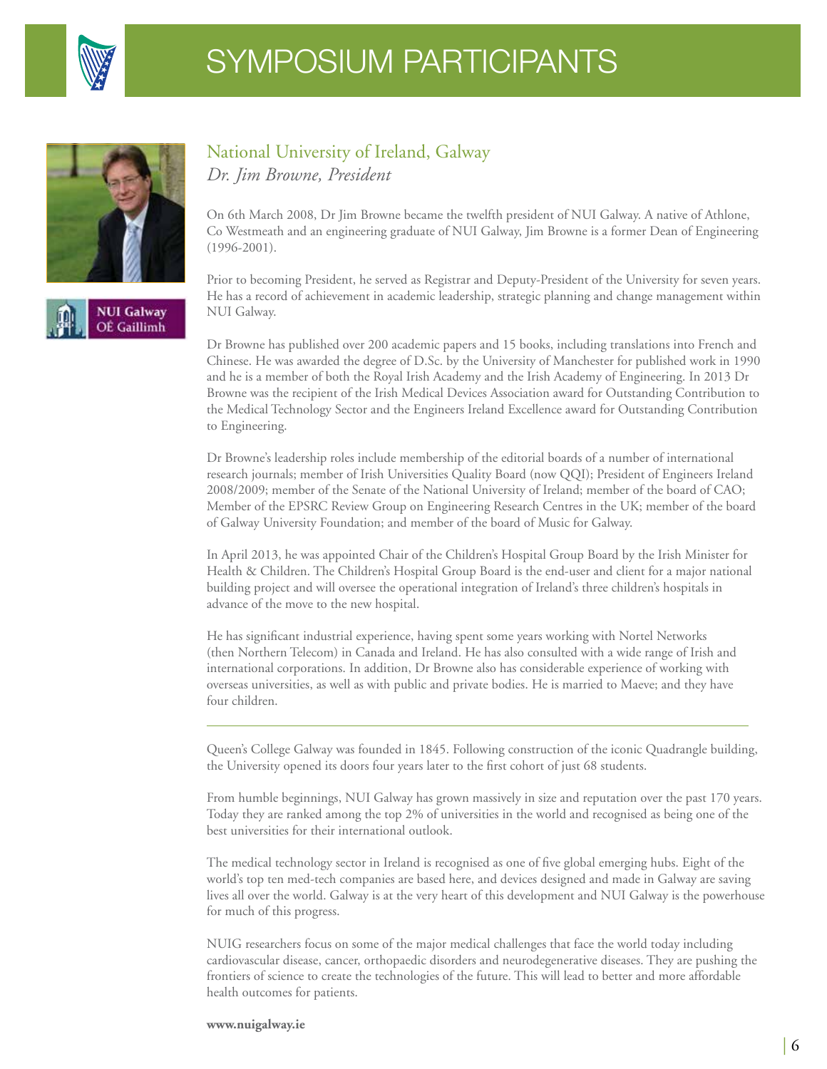# SYMPOSIUM PARTICIPANTS

NUI Galway
OÉ Gaillimh

## National University of Ireland, Galway

*Dr. Jim Browne, President*

On 6th March 2008, Dr Jim Browne became the twelfth president of NUI Galway. A native of Athlone, Co Westmeath and an engineering graduate of NUI Galway, Jim Browne is a former Dean of Engineering (1996-2001).

Prior to becoming President, he served as Registrar and Deputy-President of the University for seven years. He has a record of achievement in academic leadership, strategic planning and change management within NUI Galway.

Dr Browne has published over 200 academic papers and 15 books, including translations into French and Chinese. He was awarded the degree of D.Sc. by the University of Manchester for published work in 1990 and he is a member of both the Royal Irish Academy and the Irish Academy of Engineering. In 2013 Dr Browne was the recipient of the Irish Medical Devices Association award for Outstanding Contribution to the Medical Technology Sector and the Engineers Ireland Excellence award for Outstanding Contribution to Engineering.

Dr Browne's leadership roles include membership of the editorial boards of a number of international research journals; member of Irish Universities Quality Board (now QQI); President of Engineers Ireland 2008/2009; member of the Senate of the National University of Ireland; member of the board of CAO; Member of the EPSRC Review Group on Engineering Research Centres in the UK; member of the board of Galway University Foundation; and member of the board of Music for Galway.

In April 2013, he was appointed Chair of the Children's Hospital Group Board by the Irish Minister for Health & Children. The Children's Hospital Group Board is the end-user and client for a major national building project and will oversee the operational integration of Ireland's three children's hospitals in advance of the move to the new hospital.

He has significant industrial experience, having spent some years working with Nortel Networks (then Northern Telecom) in Canada and Ireland. He has also consulted with a wide range of Irish and international corporations. In addition, Dr Browne also has considerable experience of working with overseas universities, as well as with public and private bodies. He is married to Maeve; and they have four children.

---

Queen's College Galway was founded in 1845. Following construction of the iconic Quadrangle building, the University opened its doors four years later to the first cohort of just 68 students.

From humble beginnings, NUI Galway has grown massively in size and reputation over the past 170 years. Today they are ranked among the top 2% of universities in the world and recognised as being one of the best universities for their international outlook.

The medical technology sector in Ireland is recognised as one of five global emerging hubs. Eight of the world's top ten med-tech companies are based here, and devices designed and made in Galway are saving lives all over the world. Galway is at the very heart of this development and NUI Galway is the powerhouse for much of this progress.

NUIG researchers focus on some of the major medical challenges that face the world today including cardiovascular disease, cancer, orthopaedic disorders and neurodegenerative diseases. They are pushing the frontiers of science to create the technologies of the future. This will lead to better and more affordable health outcomes for patients.

**www.nuigalway.ie**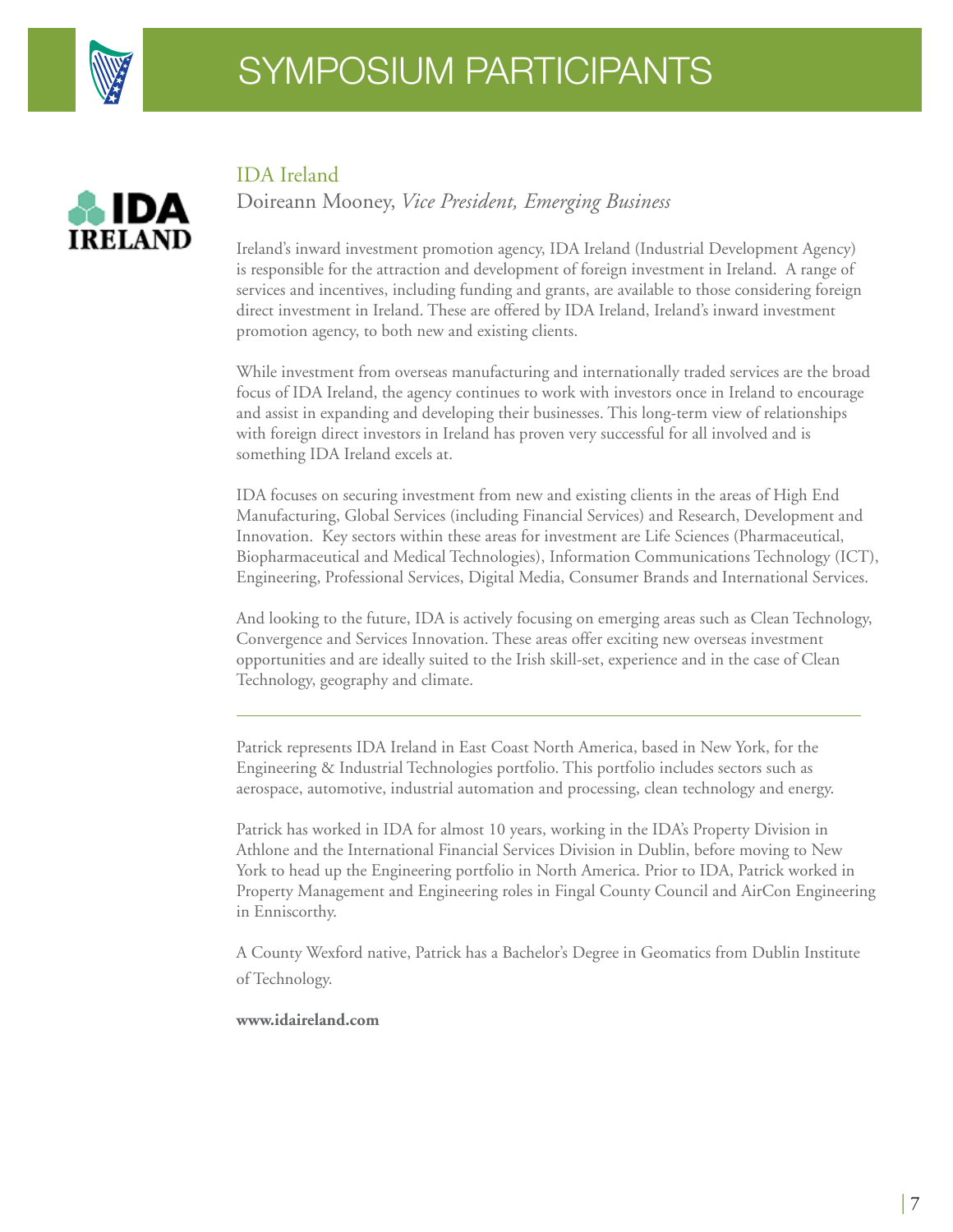# SYMPOSIUM PARTICIPANTS

## IDA Ireland

Doireann Mooney, *Vice President, Emerging Business*

Ireland's inward investment promotion agency, IDA Ireland (Industrial Development Agency) is responsible for the attraction and development of foreign investment in Ireland. A range of services and incentives, including funding and grants, are available to those considering foreign direct investment in Ireland. These are offered by IDA Ireland, Ireland's inward investment promotion agency, to both new and existing clients.

While investment from overseas manufacturing and internationally traded services are the broad focus of IDA Ireland, the agency continues to work with investors once in Ireland to encourage and assist in expanding and developing their businesses. This long-term view of relationships with foreign direct investors in Ireland has proven very successful for all involved and is something IDA Ireland excels at.

IDA focuses on securing investment from new and existing clients in the areas of High End Manufacturing, Global Services (including Financial Services) and Research, Development and Innovation. Key sectors within these areas for investment are Life Sciences (Pharmaceutical, Biopharmaceutical and Medical Technologies), Information Communications Technology (ICT), Engineering, Professional Services, Digital Media, Consumer Brands and International Services.

And looking to the future, IDA is actively focusing on emerging areas such as Clean Technology, Convergence and Services Innovation. These areas offer exciting new overseas investment opportunities and are ideally suited to the Irish skill-set, experience and in the case of Clean Technology, geography and climate.

---

Patrick represents IDA Ireland in East Coast North America, based in New York, for the Engineering & Industrial Technologies portfolio. This portfolio includes sectors such as aerospace, automotive, industrial automation and processing, clean technology and energy.

Patrick has worked in IDA for almost 10 years, working in the IDA's Property Division in Athlone and the International Financial Services Division in Dublin, before moving to New York to head up the Engineering portfolio in North America. Prior to IDA, Patrick worked in Property Management and Engineering roles in Fingal County Council and AirCon Engineering in Enniscorthy.

A County Wexford native, Patrick has a Bachelor's Degree in Geomatics from Dublin Institute of Technology.

**www.idaireland.com**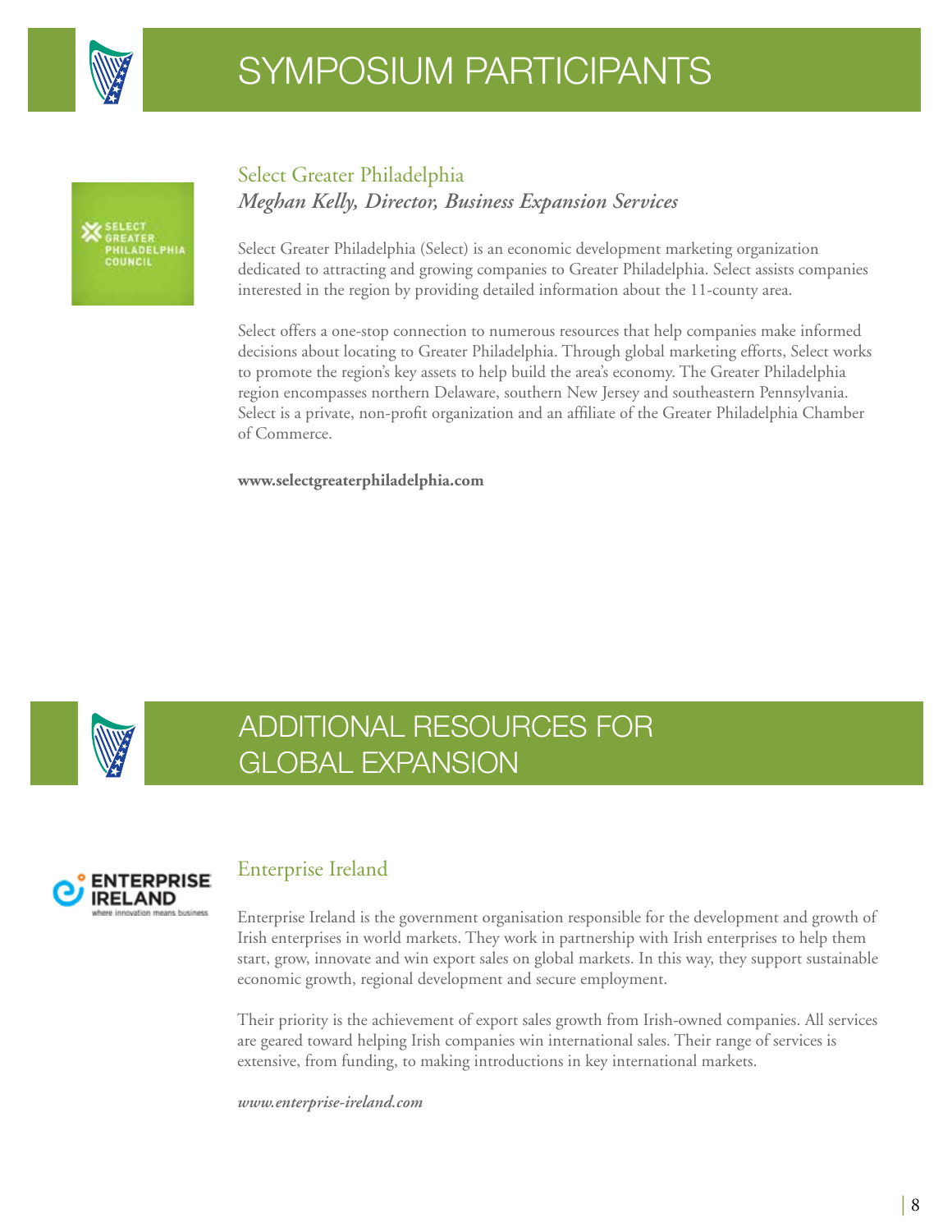# SYMPOSIUM PARTICIPANTS

## Select Greater Philadelphia

***Meghan Kelly, Director, Business Expansion Services***

Select Greater Philadelphia (Select) is an economic development marketing organization dedicated to attracting and growing companies to Greater Philadelphia. Select assists companies interested in the region by providing detailed information about the 11-county area.

Select offers a one-stop connection to numerous resources that help companies make informed decisions about locating to Greater Philadelphia. Through global marketing efforts, Select works to promote the region's key assets to help build the area's economy. The Greater Philadelphia region encompasses northern Delaware, southern New Jersey and southeastern Pennsylvania. Select is a private, non-profit organization and an affiliate of the Greater Philadelphia Chamber of Commerce.

**www.selectgreaterphiladelphia.com**

# ADDITIONAL RESOURCES FOR GLOBAL EXPANSION

## Enterprise Ireland

Enterprise Ireland is the government organisation responsible for the development and growth of Irish enterprises in world markets. They work in partnership with Irish enterprises to help them start, grow, innovate and win export sales on global markets. In this way, they support sustainable economic growth, regional development and secure employment.

Their priority is the achievement of export sales growth from Irish-owned companies. All services are geared toward helping Irish companies win international sales. Their range of services is extensive, from funding, to making introductions in key international markets.

***www.enterprise-ireland.com***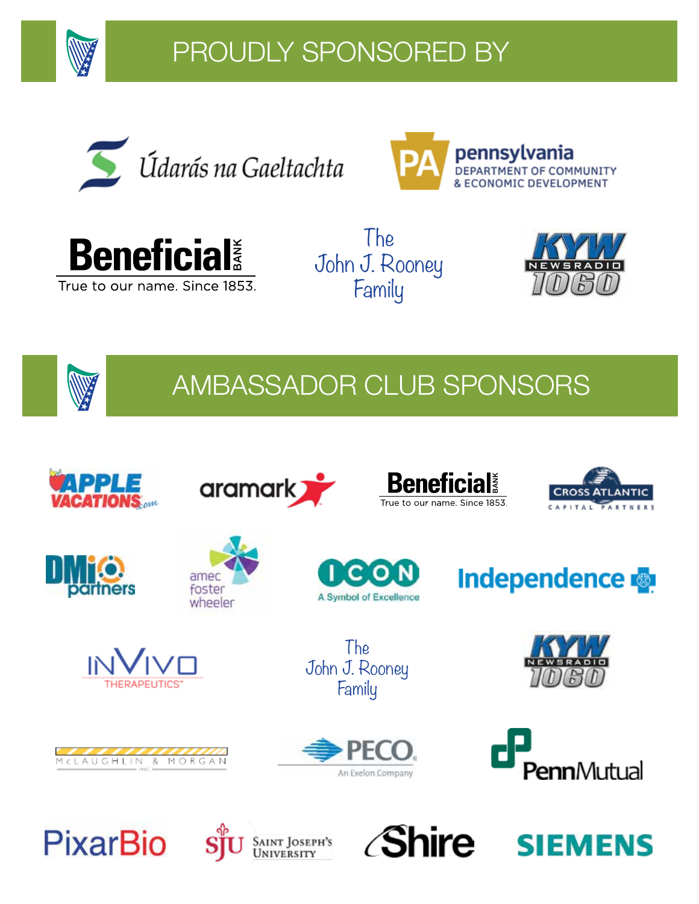# PROUDLY SPONSORED BY

Údarás na Gaeltachta

PA pennsylvania DEPARTMENT OF COMMUNITY & ECONOMIC DEVELOPMENT

Beneficial BANK
True to our name. Since 1853.

The John J. Rooney Family

KYW NEWSRADIO 1060

# AMBASSADOR CLUB SPONSORS

APPLE VACATIONS.com

aramark

Beneficial BANK
True to our name. Since 1853.

CROSS ATLANTIC CAPITAL PARTNERS

DMi partners

amec foster wheeler

ICON A Symbol of Excellence

Independence

INVIVO THERAPEUTICS™

The John J. Rooney Family

KYW NEWSRADIO 1060

McLAUGHLIN & MORGAN INC.

PECO An Exelon Company

PennMutual

PixarBio

SJU Saint Joseph's University

Shire

SIEMENS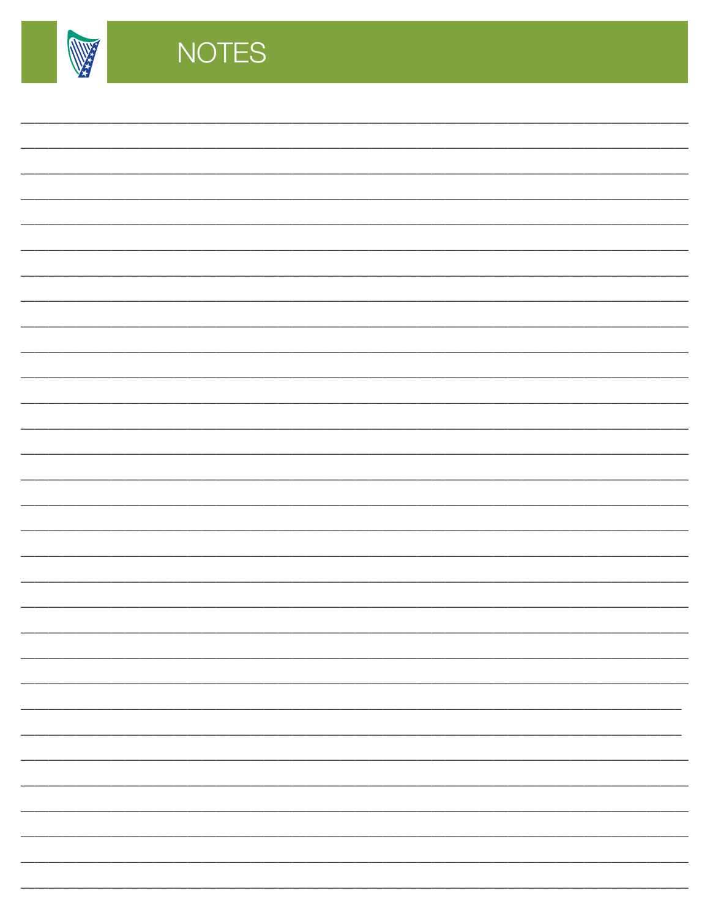# NOTES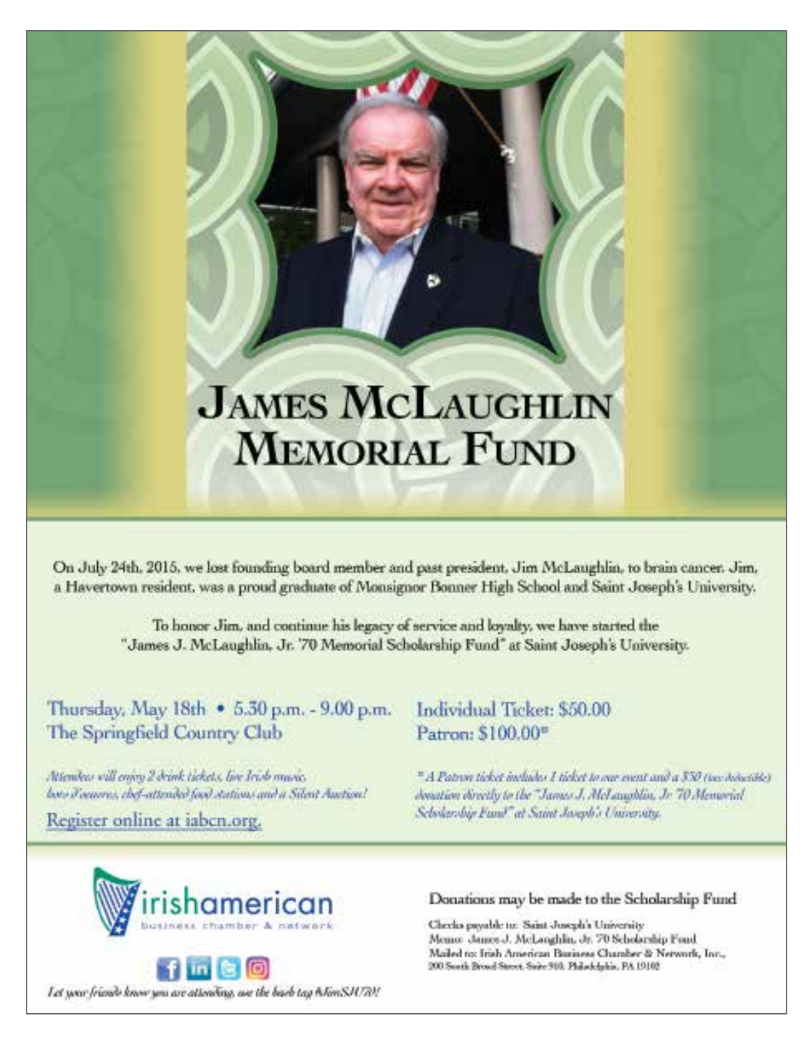# JAMES MCLAUGHLIN MEMORIAL FUND

On July 24th, 2015, we lost founding board member and past president, Jim McLaughlin, to brain cancer. Jim, a Havertown resident, was a proud graduate of Monsignor Bonner High School and Saint Joseph's University.

To honor Jim, and continue his legacy of service and loyalty, we have started the "James J. McLaughlin, Jr. '70 Memorial Scholarship Fund" at Saint Joseph's University.

Thursday, May 18th • 5.30 p.m. - 9.00 p.m.
The Springfield Country Club

*Attendees will enjoy 2 drink tickets, live Irish music, hors d'oeuvres, chef-attended food stations and a Silent Auction!*

Register online at iabcn.org.

Individual Ticket: $50.00
Patron: $100.00*

*\* A Patron ticket includes 1 ticket to our event and a $50 (tax deductible) donation directly to the "James J. McLaughlin, Jr '70 Memorial Scholarship Fund" at Saint Joseph's University.*

irishamerican business chamber & network

*Let your friends know you are attending, use the hash tag #JimSJU70!*

**Donations may be made to the Scholarship Fund**

Checks payable to: Saint Joseph's University
Memo: James J. McLaughlin, Jr. '70 Scholarship Fund
Mailed to: Irish American Business Chamber & Network, Inc.,
200 South Broad Street, Suite 910, Philadelphia, PA 19102